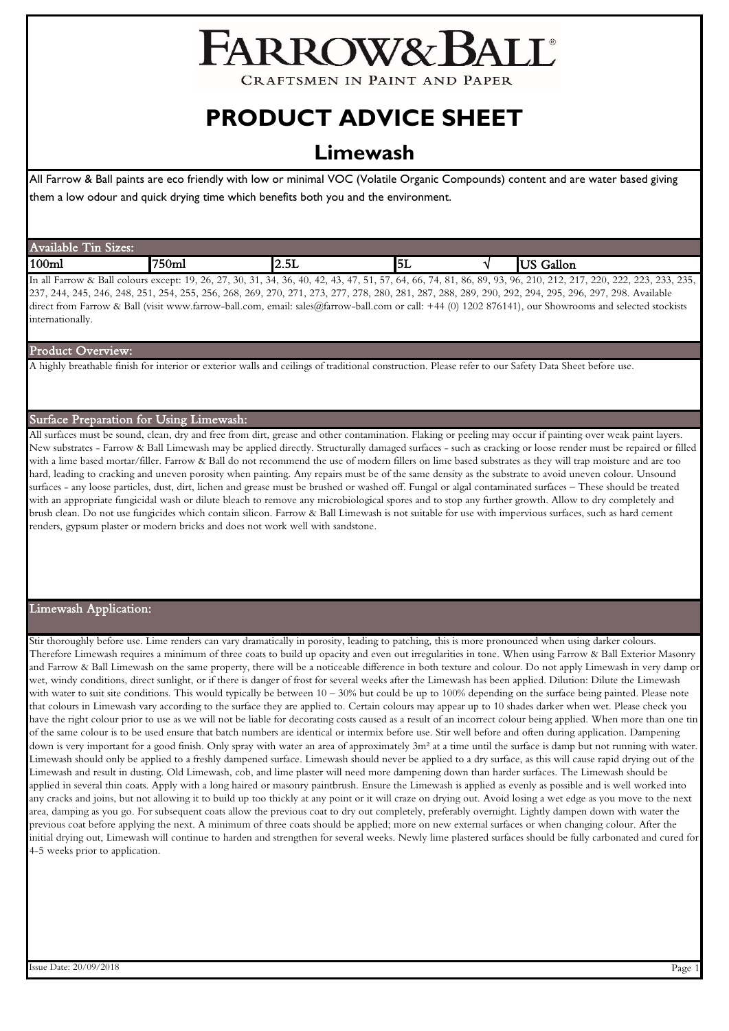# FARROW&BALL

CRAFTSMEN IN PAINT AND PAPER

# PRODUCT ADVICE SHEET

## Limewash

All Farrow & Ball paints are eco friendly with low or minimal VOC (Volatile Organic Compounds) content and are water based giving them a low odour and quick drying time which benefits both you and the environment.

### Available Tin Sizes:

| 100ml | 750ml | 2.5L | 5L | √ | US Gallon |
|---|---|---|---|---|---|

In all Farrow & Ball colours except: 19, 26, 27, 30, 31, 34, 36, 40, 42, 43, 47, 51, 57, 64, 66, 74, 81, 86, 89, 93, 96, 210, 212, 217, 220, 222, 223, 233, 235, 237, 244, 245, 246, 248, 251, 254, 255, 256, 268, 269, 270, 271, 273, 277, 278, 280, 281, 287, 288, 289, 290, 292, 294, 295, 296, 297, 298. Available direct from Farrow & Ball (visit www.farrow-ball.com, email: sales@farrow-ball.com or call: +44 (0) 1202 876141), our Showrooms and selected stockists internationally.

### Product Overview:

A highly breathable finish for interior or exterior walls and ceilings of traditional construction. Please refer to our Safety Data Sheet before use.

### Surface Preparation for Using Limewash:

All surfaces must be sound, clean, dry and free from dirt, grease and other contamination. Flaking or peeling may occur if painting over weak paint layers. New substrates - Farrow & Ball Limewash may be applied directly. Structurally damaged surfaces - such as cracking or loose render must be repaired or filled with a lime based mortar/filler. Farrow & Ball do not recommend the use of modern fillers on lime based substrates as they will trap moisture and are too hard, leading to cracking and uneven porosity when painting. Any repairs must be of the same density as the substrate to avoid uneven colour. Unsound surfaces - any loose particles, dust, dirt, lichen and grease must be brushed or washed off. Fungal or algal contaminated surfaces – These should be treated with an appropriate fungicidal wash or dilute bleach to remove any microbiological spores and to stop any further growth. Allow to dry completely and brush clean. Do not use fungicides which contain silicon. Farrow & Ball Limewash is not suitable for use with impervious surfaces, such as hard cement renders, gypsum plaster or modern bricks and does not work well with sandstone.

### Limewash Application:

Stir thoroughly before use. Lime renders can vary dramatically in porosity, leading to patching, this is more pronounced when using darker colours. Therefore Limewash requires a minimum of three coats to build up opacity and even out irregularities in tone. When using Farrow & Ball Exterior Masonry and Farrow & Ball Limewash on the same property, there will be a noticeable difference in both texture and colour. Do not apply Limewash in very damp or wet, windy conditions, direct sunlight, or if there is danger of frost for several weeks after the Limewash has been applied. Dilution: Dilute the Limewash with water to suit site conditions. This would typically be between 10 – 30% but could be up to 100% depending on the surface being painted. Please note that colours in Limewash vary according to the surface they are applied to. Certain colours may appear up to 10 shades darker when wet. Please check you have the right colour prior to use as we will not be liable for decorating costs caused as a result of an incorrect colour being applied. When more than one tin of the same colour is to be used ensure that batch numbers are identical or intermix before use. Stir well before and often during application. Dampening down is very important for a good finish. Only spray with water an area of approximately 3m² at a time until the surface is damp but not running with water. Limewash should only be applied to a freshly dampened surface. Limewash should never be applied to a dry surface, as this will cause rapid drying out of the Limewash and result in dusting. Old Limewash, cob, and lime plaster will need more dampening down than harder surfaces. The Limewash should be applied in several thin coats. Apply with a long haired or masonry paintbrush. Ensure the Limewash is applied as evenly as possible and is well worked into any cracks and joins, but not allowing it to build up too thickly at any point or it will craze on drying out. Avoid losing a wet edge as you move to the next area, damping as you go. For subsequent coats allow the previous coat to dry out completely, preferably overnight. Lightly dampen down with water the previous coat before applying the next. A minimum of three coats should be applied; more on new external surfaces or when changing colour. After the initial drying out, Limewash will continue to harden and strengthen for several weeks. Newly lime plastered surfaces should be fully carbonated and cured for 4-5 weeks prior to application.

Issue Date: 20/09/2018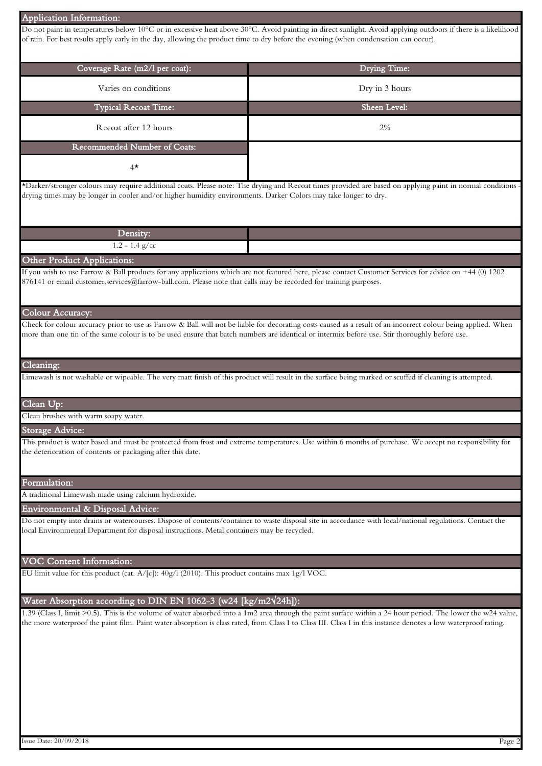## Application Information:

Do not paint in temperatures below 10°C or in excessive heat above 30°C. Avoid painting in direct sunlight. Avoid applying outdoors if there is a likelihood of rain. For best results apply early in the day, allowing the product time to dry before the evening (when condensation can occur).

| Coverage Rate (m2/l per coat): | Drying Time: |
|---|---|
| Varies on conditions | Dry in 3 hours |
| **Typical Recoat Time:** | **Sheen Level:** |
| Recoat after 12 hours | 2% |
| **Recommended Number of Coats:** | |
| 4* | |

*Darker/stronger colours may require additional coats. Please note: The drying and Recoat times provided are based on applying paint in normal conditions - drying times may be longer in cooler and/or higher humidity environments. Darker Colors may take longer to dry.

| Density: | |
|---|---|
| 1.2 - 1.4 g/cc | |

## Other Product Applications:

If you wish to use Farrow & Ball products for any applications which are not featured here, please contact Customer Services for advice on +44 (0) 1202 876141 or email customer.services@farrow-ball.com. Please note that calls may be recorded for training purposes.

## Colour Accuracy:

Check for colour accuracy prior to use as Farrow & Ball will not be liable for decorating costs caused as a result of an incorrect colour being applied. When more than one tin of the same colour is to be used ensure that batch numbers are identical or intermix before use. Stir thoroughly before use.

## Cleaning:

Limewash is not washable or wipeable. The very matt finish of this product will result in the surface being marked or scuffed if cleaning is attempted.

## Clean Up:

Clean brushes with warm soapy water.

## Storage Advice:

This product is water based and must be protected from frost and extreme temperatures. Use within 6 months of purchase. We accept no responsibility for the deterioration of contents or packaging after this date.

## Formulation:

A traditional Limewash made using calcium hydroxide.

## Environmental & Disposal Advice:

Do not empty into drains or watercourses. Dispose of contents/container to waste disposal site in accordance with local/national regulations. Contact the local Environmental Department for disposal instructions. Metal containers may be recycled.

## VOC Content Information:

EU limit value for this product (cat. A/[c]): 40g/l (2010). This product contains max 1g/l VOC.

## Water Absorption according to DIN EN 1062-3 (w24 [$kg/m^2\sqrt{24h}$]):

1.39 (Class I, limit >0.5). This is the volume of water absorbed into a 1m2 area through the paint surface within a 24 hour period. The lower the w24 value, the more waterproof the paint film. Paint water absorption is class rated, from Class I to Class III. Class I in this instance denotes a low waterproof rating.

Issue Date: 20/09/2018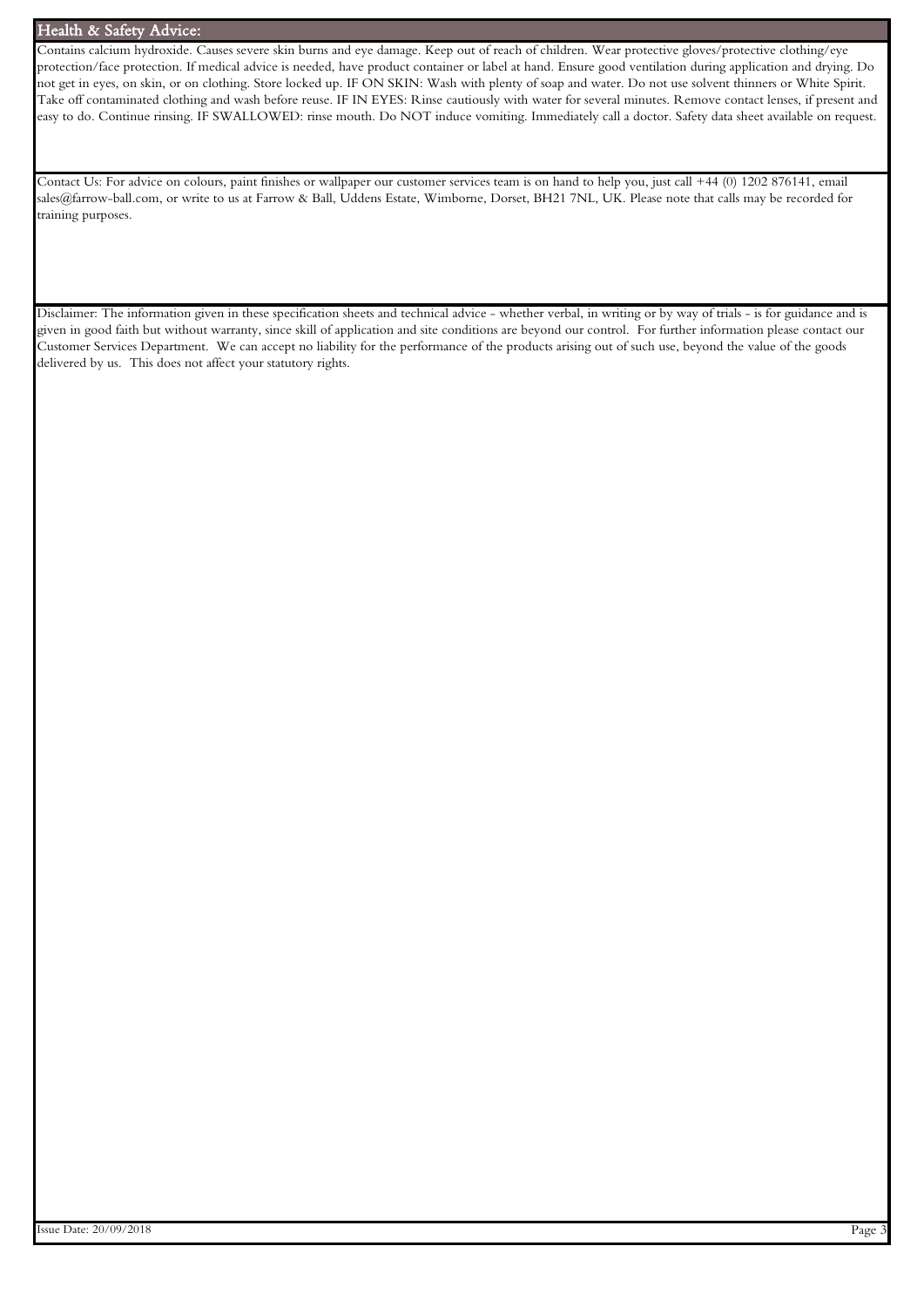## Health & Safety Advice:

Contains calcium hydroxide. Causes severe skin burns and eye damage. Keep out of reach of children. Wear protective gloves/protective clothing/eye protection/face protection. If medical advice is needed, have product container or label at hand. Ensure good ventilation during application and drying. Do not get in eyes, on skin, or on clothing. Store locked up. IF ON SKIN: Wash with plenty of soap and water. Do not use solvent thinners or White Spirit. Take off contaminated clothing and wash before reuse. IF IN EYES: Rinse cautiously with water for several minutes. Remove contact lenses, if present and easy to do. Continue rinsing. IF SWALLOWED: rinse mouth. Do NOT induce vomiting. Immediately call a doctor. Safety data sheet available on request.

Contact Us: For advice on colours, paint finishes or wallpaper our customer services team is on hand to help you, just call +44 (0) 1202 876141, email sales@farrow-ball.com, or write to us at Farrow & Ball, Uddens Estate, Wimborne, Dorset, BH21 7NL, UK. Please note that calls may be recorded for training purposes.

Disclaimer: The information given in these specification sheets and technical advice - whether verbal, in writing or by way of trials - is for guidance and is given in good faith but without warranty, since skill of application and site conditions are beyond our control. For further information please contact our Customer Services Department. We can accept no liability for the performance of the products arising out of such use, beyond the value of the goods delivered by us. This does not affect your statutory rights.

Issue Date: 20/09/2018